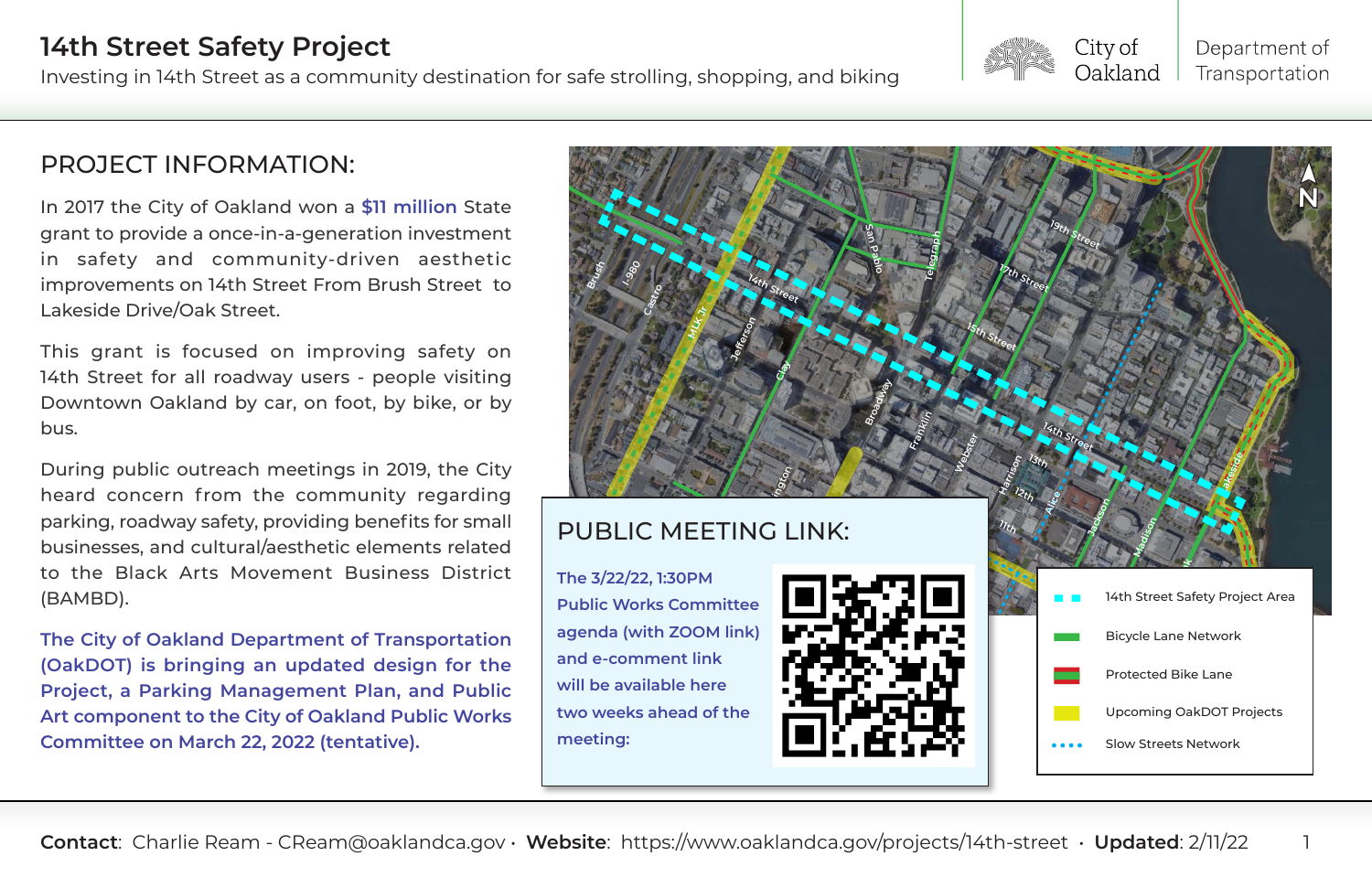# 14th Street Safety Project

Investing in 14th Street as a community destination for safe strolling, shopping, and biking

City of Oakland | Department of Transportation

## PROJECT INFORMATION:

In 2017 the City of Oakland won a **$11 million** State grant to provide a once-in-a-generation investment in safety and community-driven aesthetic improvements on 14th Street From Brush Street to Lakeside Drive/Oak Street.

This grant is focused on improving safety on 14th Street for all roadway users - people visiting Downtown Oakland by car, on foot, by bike, or by bus.

During public outreach meetings in 2019, the City heard concern from the community regarding parking, roadway safety, providing benefits for small businesses, and cultural/aesthetic elements related to the Black Arts Movement Business District (BAMBD).

**The City of Oakland Department of Transportation (OakDOT) is bringing an updated design for the Project, a Parking Management Plan, and Public Art component to the City of Oakland Public Works Committee on March 22, 2022 (tentative).**

## PUBLIC MEETING LINK:

**The 3/22/22, 1:30PM Public Works Committee agenda (with ZOOM link) and e-comment link will be available here two weeks ahead of the meeting:**

- 14th Street Safety Project Area
- Bicycle Lane Network
- Protected Bike Lane
- Upcoming OakDOT Projects
- Slow Streets Network

**Contact**: Charlie Ream - CReam@oaklandca.gov · **Website**: https://www.oaklandca.gov/projects/14th-street · **Updated**: 2/11/22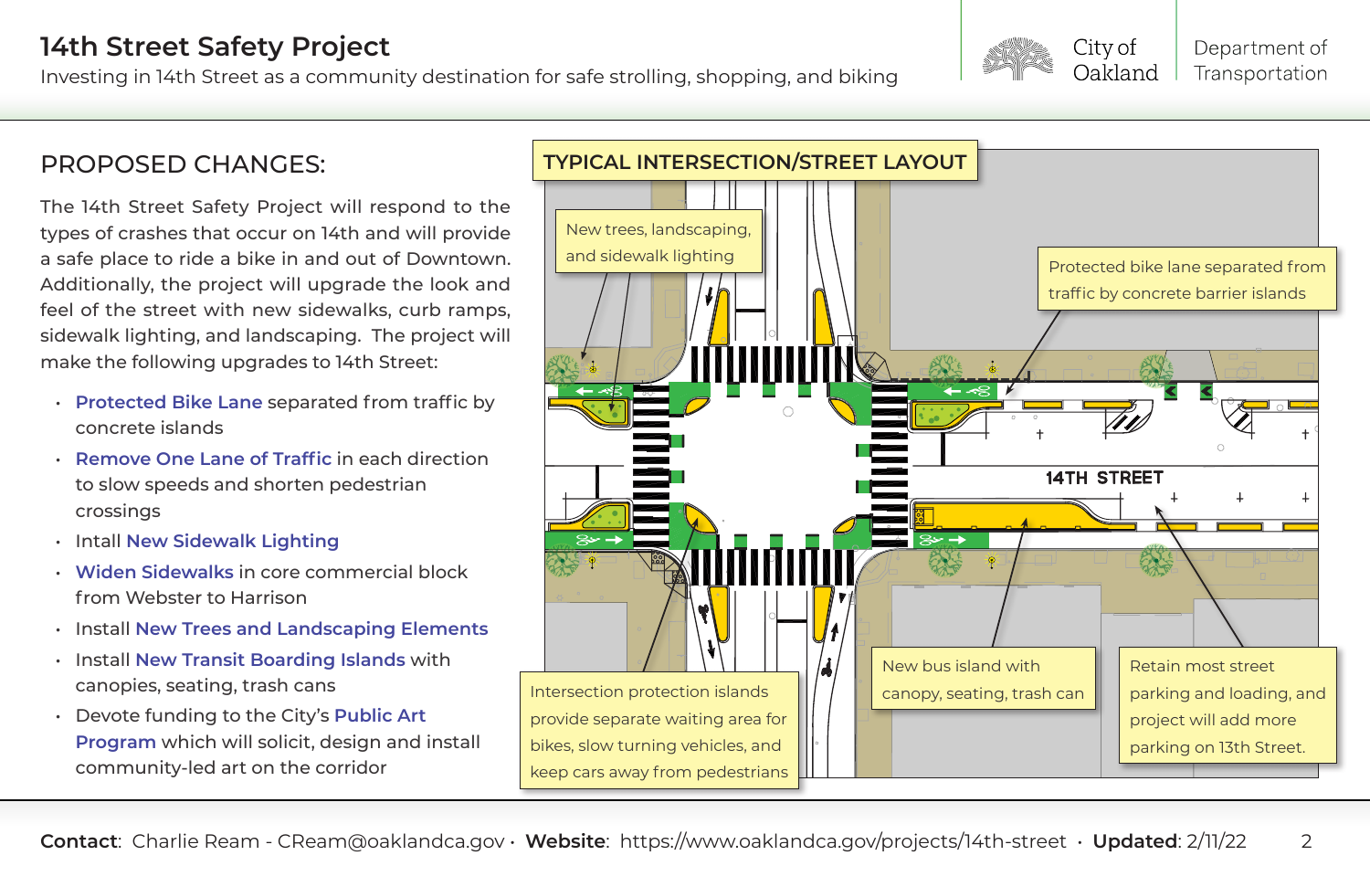# 14th Street Safety Project

Investing in 14th Street as a community destination for safe strolling, shopping, and biking

City of Oakland | Department of Transportation

## PROPOSED CHANGES:

The 14th Street Safety Project will respond to the types of crashes that occur on 14th and will provide a safe place to ride a bike in and out of Downtown. Additionally, the project will upgrade the look and feel of the street with new sidewalks, curb ramps, sidewalk lighting, and landscaping. The project will make the following upgrades to 14th Street:

- **Protected Bike Lane** separated from traffic by concrete islands
- **Remove One Lane of Traffic** in each direction to slow speeds and shorten pedestrian crossings
- Intall **New Sidewalk Lighting**
- **Widen Sidewalks** in core commercial block from Webster to Harrison
- Install **New Trees and Landscaping Elements**
- Install **New Transit Boarding Islands** with canopies, seating, trash cans
- Devote funding to the City's **Public Art Program** which will solicit, design and install community-led art on the corridor

## TYPICAL INTERSECTION/STREET LAYOUT

New trees, landscaping, and sidewalk lighting

Protected bike lane separated from traffic by concrete barrier islands

14TH STREET

Intersection protection islands provide separate waiting area for bikes, slow turning vehicles, and keep cars away from pedestrians

New bus island with canopy, seating, trash can

Retain most street parking and loading, and project will add more parking on 13th Street.

**Contact**: Charlie Ream - CReam@oaklandca.gov • **Website**: https://www.oaklandca.gov/projects/14th-street • **Updated**: 2/11/22